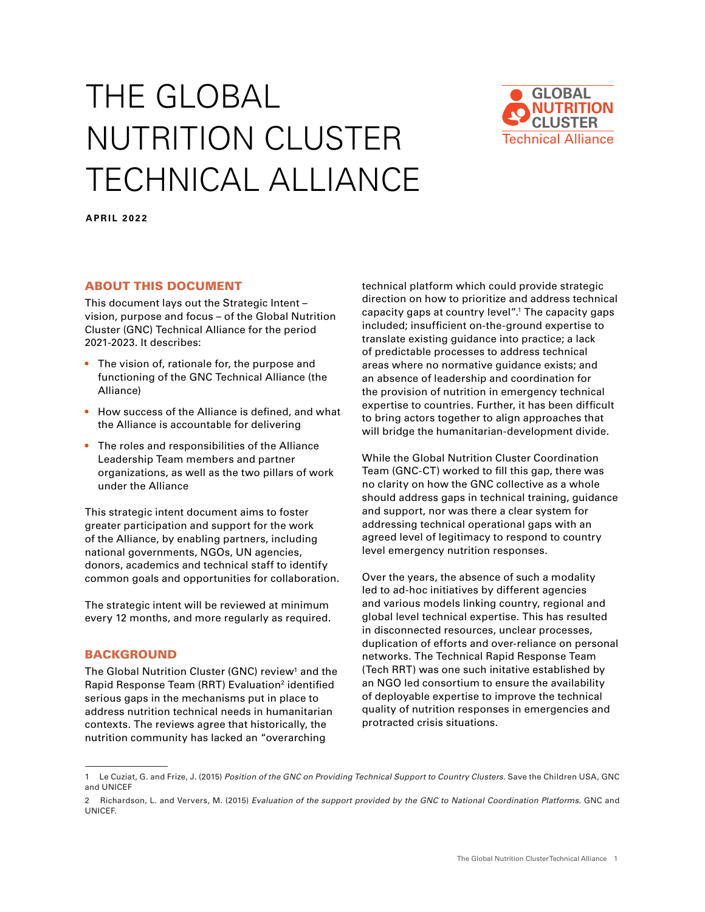# THE GLOBAL NUTRITION CLUSTER TECHNICAL ALLIANCE

**APRIL 2022**

## ABOUT THIS DOCUMENT

This document lays out the Strategic Intent – vision, purpose and focus – of the Global Nutrition Cluster (GNC) Technical Alliance for the period 2021-2023. It describes:

- The vision of, rationale for, the purpose and functioning of the GNC Technical Alliance (the Alliance)
- How success of the Alliance is defined, and what the Alliance is accountable for delivering
- The roles and responsibilities of the Alliance Leadership Team members and partner organizations, as well as the two pillars of work under the Alliance

This strategic intent document aims to foster greater participation and support for the work of the Alliance, by enabling partners, including national governments, NGOs, UN agencies, donors, academics and technical staff to identify common goals and opportunities for collaboration.

The strategic intent will be reviewed at minimum every 12 months, and more regularly as required.

## BACKGROUND

The Global Nutrition Cluster (GNC) review[1] and the Rapid Response Team (RRT) Evaluation[2] identified serious gaps in the mechanisms put in place to address nutrition technical needs in humanitarian contexts. The reviews agree that historically, the nutrition community has lacked an "overarching technical platform which could provide strategic direction on how to prioritize and address technical capacity gaps at country level".[1] The capacity gaps included; insufficient on-the-ground expertise to translate existing guidance into practice; a lack of predictable processes to address technical areas where no normative guidance exists; and an absence of leadership and coordination for the provision of nutrition in emergency technical expertise to countries. Further, it has been difficult to bring actors together to align approaches that will bridge the humanitarian-development divide.

While the Global Nutrition Cluster Coordination Team (GNC-CT) worked to fill this gap, there was no clarity on how the GNC collective as a whole should address gaps in technical training, guidance and support, nor was there a clear system for addressing technical operational gaps with an agreed level of legitimacy to respond to country level emergency nutrition responses.

Over the years, the absence of such a modality led to ad-hoc initiatives by different agencies and various models linking country, regional and global level technical expertise. This has resulted in disconnected resources, unclear processes, duplication of efforts and over-reliance on personal networks. The Technical Rapid Response Team (Tech RRT) was one such initative established by an NGO led consortium to ensure the availability of deployable expertise to improve the technical quality of nutrition responses in emergencies and protracted crisis situations.

---

1 Le Cuziat, G. and Frize, J. (2015) *Position of the GNC on Providing Technical Support to Country Clusters.* Save the Children USA, GNC and UNICEF

2 Richardson, L. and Ververs, M. (2015) *Evaluation of the support provided by the GNC to National Coordination Platforms.* GNC and UNICEF.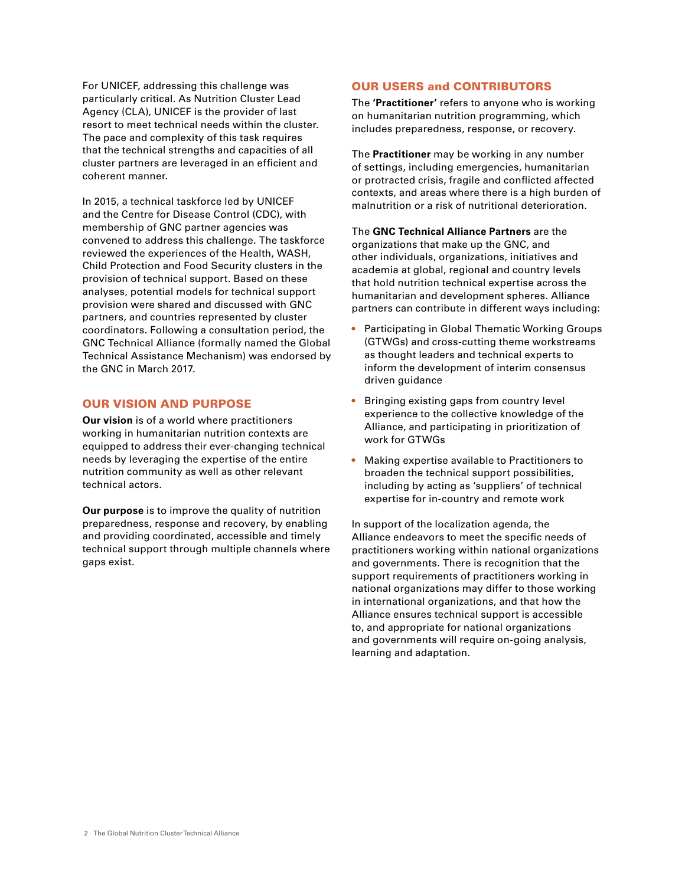For UNICEF, addressing this challenge was particularly critical. As Nutrition Cluster Lead Agency (CLA), UNICEF is the provider of last resort to meet technical needs within the cluster. The pace and complexity of this task requires that the technical strengths and capacities of all cluster partners are leveraged in an efficient and coherent manner.

In 2015, a technical taskforce led by UNICEF and the Centre for Disease Control (CDC), with membership of GNC partner agencies was convened to address this challenge. The taskforce reviewed the experiences of the Health, WASH, Child Protection and Food Security clusters in the provision of technical support. Based on these analyses, potential models for technical support provision were shared and discussed with GNC partners, and countries represented by cluster coordinators. Following a consultation period, the GNC Technical Alliance (formally named the Global Technical Assistance Mechanism) was endorsed by the GNC in March 2017.

## OUR VISION AND PURPOSE

**Our vision** is of a world where practitioners working in humanitarian nutrition contexts are equipped to address their ever-changing technical needs by leveraging the expertise of the entire nutrition community as well as other relevant technical actors.

**Our purpose** is to improve the quality of nutrition preparedness, response and recovery, by enabling and providing coordinated, accessible and timely technical support through multiple channels where gaps exist.

## OUR USERS and CONTRIBUTORS

The **'Practitioner'** refers to anyone who is working on humanitarian nutrition programming, which includes preparedness, response, or recovery.

The **Practitioner** may be working in any number of settings, including emergencies, humanitarian or protracted crisis, fragile and conflicted affected contexts, and areas where there is a high burden of malnutrition or a risk of nutritional deterioration.

The **GNC Technical Alliance Partners** are the organizations that make up the GNC, and other individuals, organizations, initiatives and academia at global, regional and country levels that hold nutrition technical expertise across the humanitarian and development spheres. Alliance partners can contribute in different ways including:

- Participating in Global Thematic Working Groups (GTWGs) and cross-cutting theme workstreams as thought leaders and technical experts to inform the development of interim consensus driven guidance
- Bringing existing gaps from country level experience to the collective knowledge of the Alliance, and participating in prioritization of work for GTWGs
- Making expertise available to Practitioners to broaden the technical support possibilities, including by acting as 'suppliers' of technical expertise for in-country and remote work

In support of the localization agenda, the Alliance endeavors to meet the specific needs of practitioners working within national organizations and governments. There is recognition that the support requirements of practitioners working in national organizations may differ to those working in international organizations, and that how the Alliance ensures technical support is accessible to, and appropriate for national organizations and governments will require on-going analysis, learning and adaptation.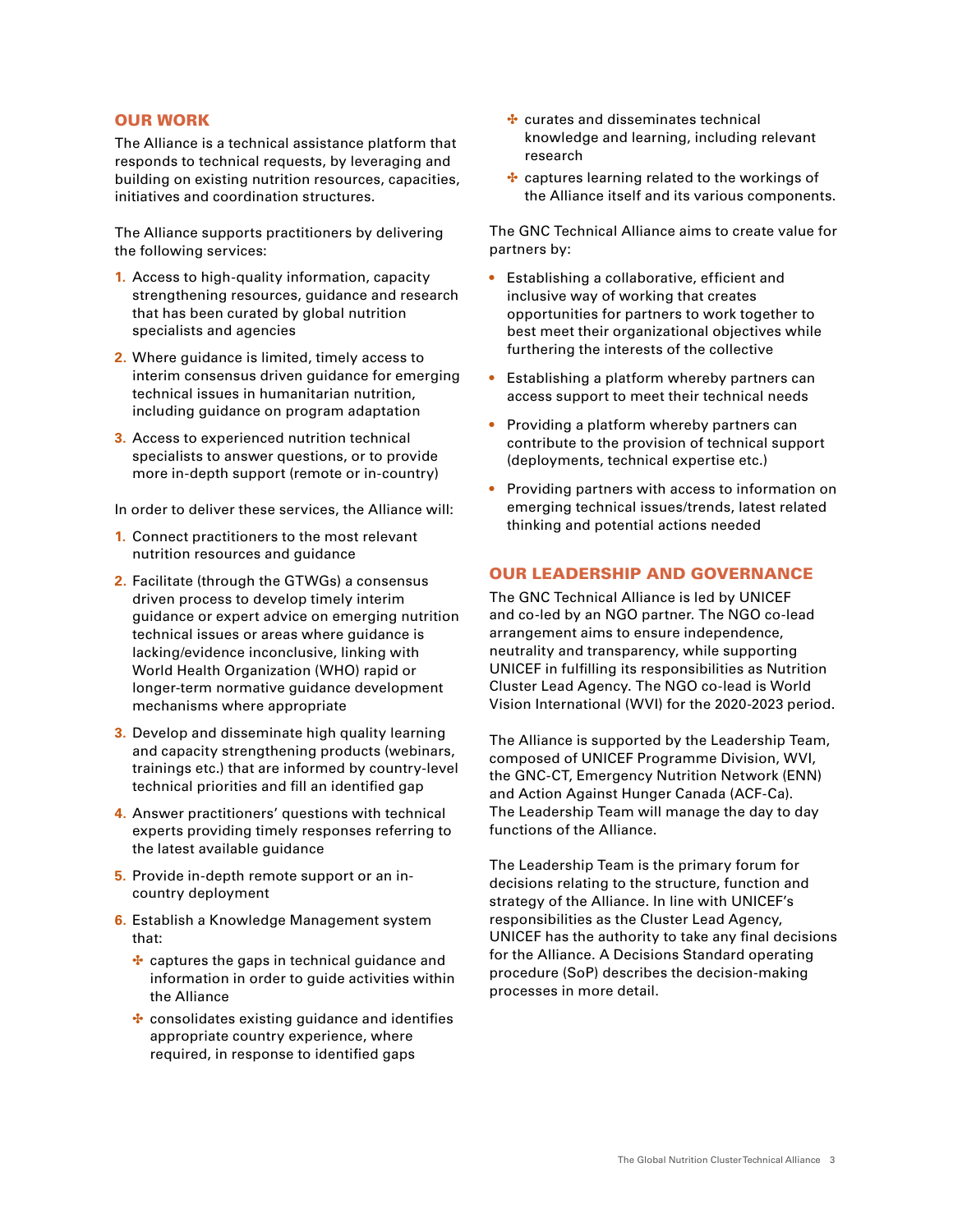## OUR WORK

The Alliance is a technical assistance platform that responds to technical requests, by leveraging and building on existing nutrition resources, capacities, initiatives and coordination structures.

The Alliance supports practitioners by delivering the following services:

1. Access to high-quality information, capacity strengthening resources, guidance and research that has been curated by global nutrition specialists and agencies
2. Where guidance is limited, timely access to interim consensus driven guidance for emerging technical issues in humanitarian nutrition, including guidance on program adaptation
3. Access to experienced nutrition technical specialists to answer questions, or to provide more in-depth support (remote or in-country)

In order to deliver these services, the Alliance will:

1. Connect practitioners to the most relevant nutrition resources and guidance
2. Facilitate (through the GTWGs) a consensus driven process to develop timely interim guidance or expert advice on emerging nutrition technical issues or areas where guidance is lacking/evidence inconclusive, linking with World Health Organization (WHO) rapid or longer-term normative guidance development mechanisms where appropriate
3. Develop and disseminate high quality learning and capacity strengthening products (webinars, trainings etc.) that are informed by country-level technical priorities and fill an identified gap
4. Answer practitioners' questions with technical experts providing timely responses referring to the latest available guidance
5. Provide in-depth remote support or an in-country deployment
6. Establish a Knowledge Management system that:
   - captures the gaps in technical guidance and information in order to guide activities within the Alliance
   - consolidates existing guidance and identifies appropriate country experience, where required, in response to identified gaps
   - curates and disseminates technical knowledge and learning, including relevant research
   - captures learning related to the workings of the Alliance itself and its various components.

The GNC Technical Alliance aims to create value for partners by:

- Establishing a collaborative, efficient and inclusive way of working that creates opportunities for partners to work together to best meet their organizational objectives while furthering the interests of the collective
- Establishing a platform whereby partners can access support to meet their technical needs
- Providing a platform whereby partners can contribute to the provision of technical support (deployments, technical expertise etc.)
- Providing partners with access to information on emerging technical issues/trends, latest related thinking and potential actions needed

## OUR LEADERSHIP AND GOVERNANCE

The GNC Technical Alliance is led by UNICEF and co-led by an NGO partner. The NGO co-lead arrangement aims to ensure independence, neutrality and transparency, while supporting UNICEF in fulfilling its responsibilities as Nutrition Cluster Lead Agency. The NGO co-lead is World Vision International (WVI) for the 2020-2023 period.

The Alliance is supported by the Leadership Team, composed of UNICEF Programme Division, WVI, the GNC-CT, Emergency Nutrition Network (ENN) and Action Against Hunger Canada (ACF-Ca). The Leadership Team will manage the day to day functions of the Alliance.

The Leadership Team is the primary forum for decisions relating to the structure, function and strategy of the Alliance. In line with UNICEF's responsibilities as the Cluster Lead Agency, UNICEF has the authority to take any final decisions for the Alliance. A Decisions Standard operating procedure (SoP) describes the decision-making processes in more detail.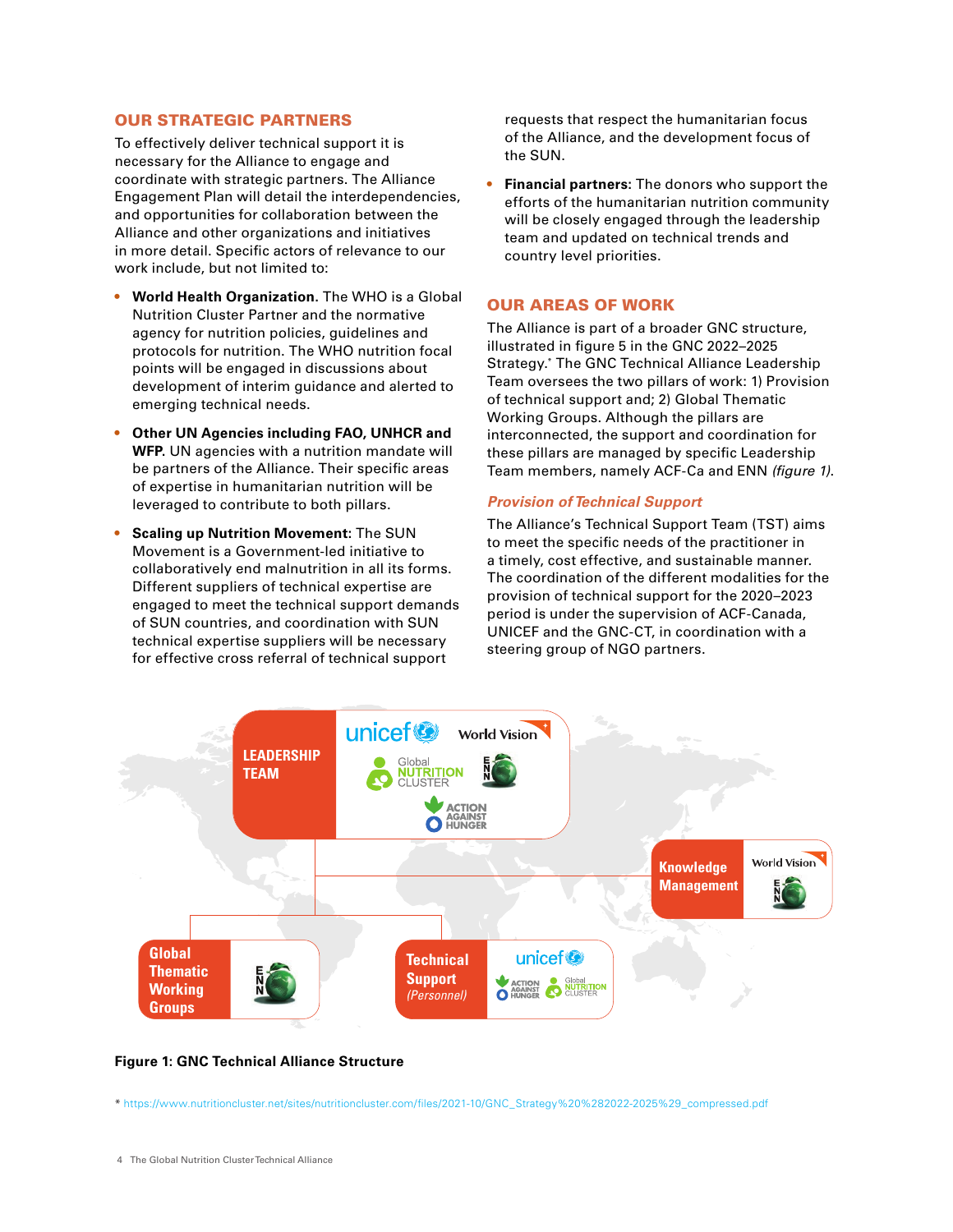## OUR STRATEGIC PARTNERS

To effectively deliver technical support it is necessary for the Alliance to engage and coordinate with strategic partners. The Alliance Engagement Plan will detail the interdependencies, and opportunities for collaboration between the Alliance and other organizations and initiatives in more detail. Specific actors of relevance to our work include, but not limited to:

- **World Health Organization.** The WHO is a Global Nutrition Cluster Partner and the normative agency for nutrition policies, guidelines and protocols for nutrition. The WHO nutrition focal points will be engaged in discussions about development of interim guidance and alerted to emerging technical needs.
- **Other UN Agencies including FAO, UNHCR and WFP.** UN agencies with a nutrition mandate will be partners of the Alliance. Their specific areas of expertise in humanitarian nutrition will be leveraged to contribute to both pillars.
- **Scaling up Nutrition Movement**: The SUN Movement is a Government-led initiative to collaboratively end malnutrition in all its forms. Different suppliers of technical expertise are engaged to meet the technical support demands of SUN countries, and coordination with SUN technical expertise suppliers will be necessary for effective cross referral of technical support requests that respect the humanitarian focus of the Alliance, and the development focus of the SUN.
- **Financial partners:** The donors who support the efforts of the humanitarian nutrition community will be closely engaged through the leadership team and updated on technical trends and country level priorities.

## OUR AREAS OF WORK

The Alliance is part of a broader GNC structure, illustrated in figure 5 in the GNC 2022–2025 Strategy.* The GNC Technical Alliance Leadership Team oversees the two pillars of work: 1) Provision of technical support and; 2) Global Thematic Working Groups. Although the pillars are interconnected, the support and coordination for these pillars are managed by specific Leadership Team members, namely ACF-Ca and ENN *(figure 1)*.

### *Provision of Technical Support*

The Alliance's Technical Support Team (TST) aims to meet the specific needs of the practitioner in a timely, cost effective, and sustainable manner. The coordination of the different modalities for the provision of technical support for the 2020–2023 period is under the supervision of ACF-Canada, UNICEF and the GNC-CT, in coordination with a steering group of NGO partners.

- **LEADERSHIP TEAM**: unicef, World Vision, Global Nutrition Cluster, ENN, Action Against Hunger
  - **Knowledge Management**: World Vision, ENN
  - **Global Thematic Working Groups**: ENN
  - **Technical Support** *(Personnel)*: unicef, Action Against Hunger, Global Nutrition Cluster

**Figure 1: GNC Technical Alliance Structure**

* https://www.nutritioncluster.net/sites/nutritioncluster.com/files/2021-10/GNC_Strategy%20%282022-2025%29_compressed.pdf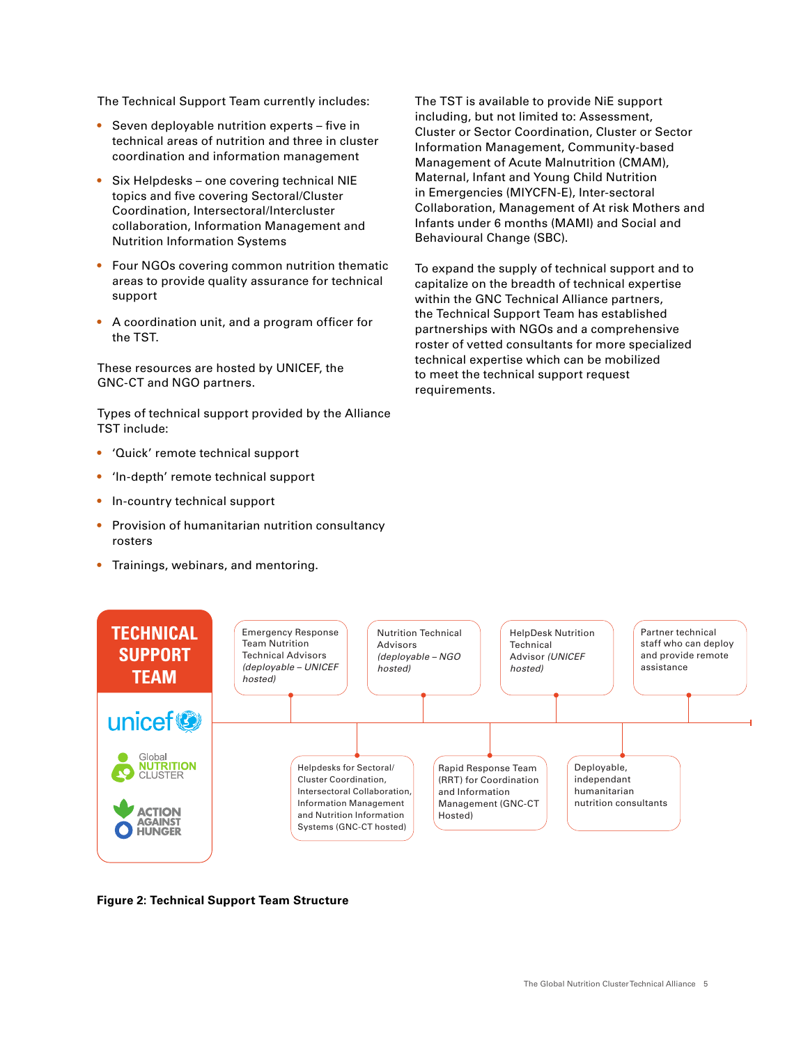The Technical Support Team currently includes:

- Seven deployable nutrition experts – five in technical areas of nutrition and three in cluster coordination and information management
- Six Helpdesks – one covering technical NIE topics and five covering Sectoral/Cluster Coordination, Intersectoral/Intercluster collaboration, Information Management and Nutrition Information Systems
- Four NGOs covering common nutrition thematic areas to provide quality assurance for technical support
- A coordination unit, and a program officer for the TST.

These resources are hosted by UNICEF, the GNC-CT and NGO partners.

Types of technical support provided by the Alliance TST include:

- 'Quick' remote technical support
- 'In-depth' remote technical support
- In-country technical support
- Provision of humanitarian nutrition consultancy rosters
- Trainings, webinars, and mentoring.

The TST is available to provide NiE support including, but not limited to: Assessment, Cluster or Sector Coordination, Cluster or Sector Information Management, Community-based Management of Acute Malnutrition (CMAM), Maternal, Infant and Young Child Nutrition in Emergencies (MIYCFN-E), Inter-sectoral Collaboration, Management of At risk Mothers and Infants under 6 months (MAMI) and Social and Behavioural Change (SBC).

To expand the supply of technical support and to capitalize on the breadth of technical expertise within the GNC Technical Alliance partners, the Technical Support Team has established partnerships with NGOs and a comprehensive roster of vetted consultants for more specialized technical expertise which can be mobilized to meet the technical support request requirements.

**TECHNICAL SUPPORT TEAM**

unicef | Global NUTRITION CLUSTER | ACTION AGAINST HUNGER

- Emergency Response Team Nutrition Technical Advisors *(deployable – UNICEF hosted)*
- Helpdesks for Sectoral/Cluster Coordination, Intersectoral Collaboration, Information Management and Nutrition Information Systems (GNC-CT hosted)
- Nutrition Technical Advisors *(deployable – NGO hosted)*
- Rapid Response Team (RRT) for Coordination and Information Management (GNC-CT Hosted)
- HelpDesk Nutrition Technical Advisor *(UNICEF hosted)*
- Deployable, independant humanitarian nutrition consultants
- Partner technical staff who can deploy and provide remote assistance

**Figure 2: Technical Support Team Structure**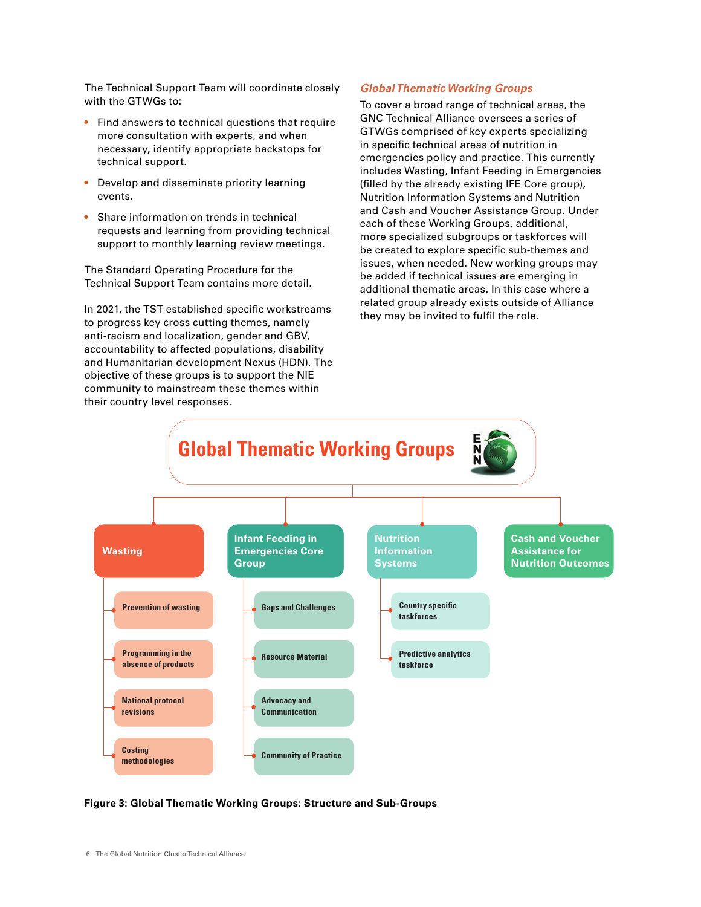The Technical Support Team will coordinate closely with the GTWGs to:

- Find answers to technical questions that require more consultation with experts, and when necessary, identify appropriate backstops for technical support.
- Develop and disseminate priority learning events.
- Share information on trends in technical requests and learning from providing technical support to monthly learning review meetings.

The Standard Operating Procedure for the Technical Support Team contains more detail.

In 2021, the TST established specific workstreams to progress key cross cutting themes, namely anti-racism and localization, gender and GBV, accountability to affected populations, disability and Humanitarian development Nexus (HDN). The objective of these groups is to support the NIE community to mainstream these themes within their country level responses.

### *Global Thematic Working Groups*

To cover a broad range of technical areas, the GNC Technical Alliance oversees a series of GTWGs comprised of key experts specializing in specific technical areas of nutrition in emergencies policy and practice. This currently includes Wasting, Infant Feeding in Emergencies (filled by the already existing IFE Core group), Nutrition Information Systems and Nutrition and Cash and Voucher Assistance Group. Under each of these Working Groups, additional, more specialized subgroups or taskforces will be created to explore specific sub-themes and issues, when needed. New working groups may be added if technical issues are emerging in additional thematic areas. In this case where a related group already exists outside of Alliance they may be invited to fulfil the role.

**Global Thematic Working Groups**

- **Wasting**
  - Prevention of wasting
  - Programming in the absence of products
  - National protocol revisions
  - Costing methodologies
- **Infant Feeding in Emergencies Core Group**
  - Gaps and Challenges
  - Resource Material
  - Advocacy and Communication
  - Community of Practice
- **Nutrition Information Systems**
  - Country specific taskforces
  - Predictive analytics taskforce
- **Cash and Voucher Assistance for Nutrition Outcomes**

**Figure 3: Global Thematic Working Groups: Structure and Sub-Groups**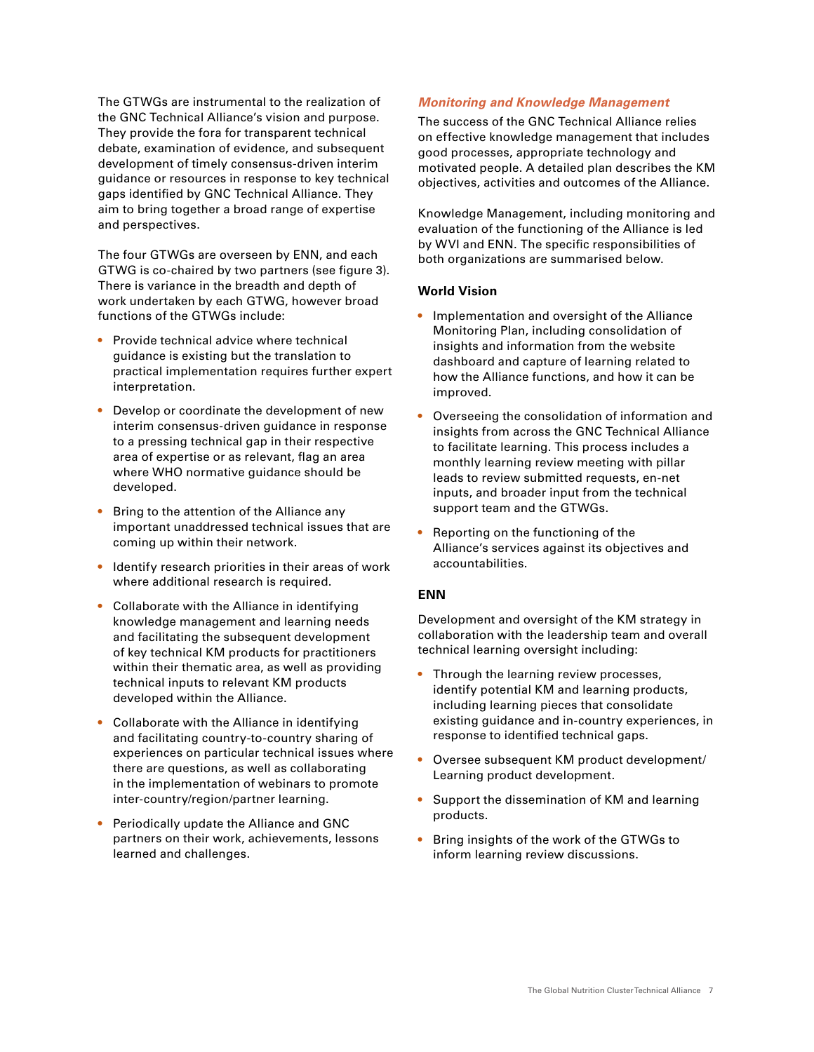The GTWGs are instrumental to the realization of the GNC Technical Alliance's vision and purpose. They provide the fora for transparent technical debate, examination of evidence, and subsequent development of timely consensus-driven interim guidance or resources in response to key technical gaps identified by GNC Technical Alliance. They aim to bring together a broad range of expertise and perspectives.

The four GTWGs are overseen by ENN, and each GTWG is co-chaired by two partners (see figure 3). There is variance in the breadth and depth of work undertaken by each GTWG, however broad functions of the GTWGs include:

- Provide technical advice where technical guidance is existing but the translation to practical implementation requires further expert interpretation.
- Develop or coordinate the development of new interim consensus-driven guidance in response to a pressing technical gap in their respective area of expertise or as relevant, flag an area where WHO normative guidance should be developed.
- Bring to the attention of the Alliance any important unaddressed technical issues that are coming up within their network.
- Identify research priorities in their areas of work where additional research is required.
- Collaborate with the Alliance in identifying knowledge management and learning needs and facilitating the subsequent development of key technical KM products for practitioners within their thematic area, as well as providing technical inputs to relevant KM products developed within the Alliance.
- Collaborate with the Alliance in identifying and facilitating country-to-country sharing of experiences on particular technical issues where there are questions, as well as collaborating in the implementation of webinars to promote inter-country/region/partner learning.
- Periodically update the Alliance and GNC partners on their work, achievements, lessons learned and challenges.

### *Monitoring and Knowledge Management*

The success of the GNC Technical Alliance relies on effective knowledge management that includes good processes, appropriate technology and motivated people. A detailed plan describes the KM objectives, activities and outcomes of the Alliance.

Knowledge Management, including monitoring and evaluation of the functioning of the Alliance is led by WVI and ENN. The specific responsibilities of both organizations are summarised below.

#### World Vision

- Implementation and oversight of the Alliance Monitoring Plan, including consolidation of insights and information from the website dashboard and capture of learning related to how the Alliance functions, and how it can be improved.
- Overseeing the consolidation of information and insights from across the GNC Technical Alliance to facilitate learning. This process includes a monthly learning review meeting with pillar leads to review submitted requests, en-net inputs, and broader input from the technical support team and the GTWGs.
- Reporting on the functioning of the Alliance's services against its objectives and accountabilities.

#### ENN

Development and oversight of the KM strategy in collaboration with the leadership team and overall technical learning oversight including:

- Through the learning review processes, identify potential KM and learning products, including learning pieces that consolidate existing guidance and in-country experiences, in response to identified technical gaps.
- Oversee subsequent KM product development/ Learning product development.
- Support the dissemination of KM and learning products.
- Bring insights of the work of the GTWGs to inform learning review discussions.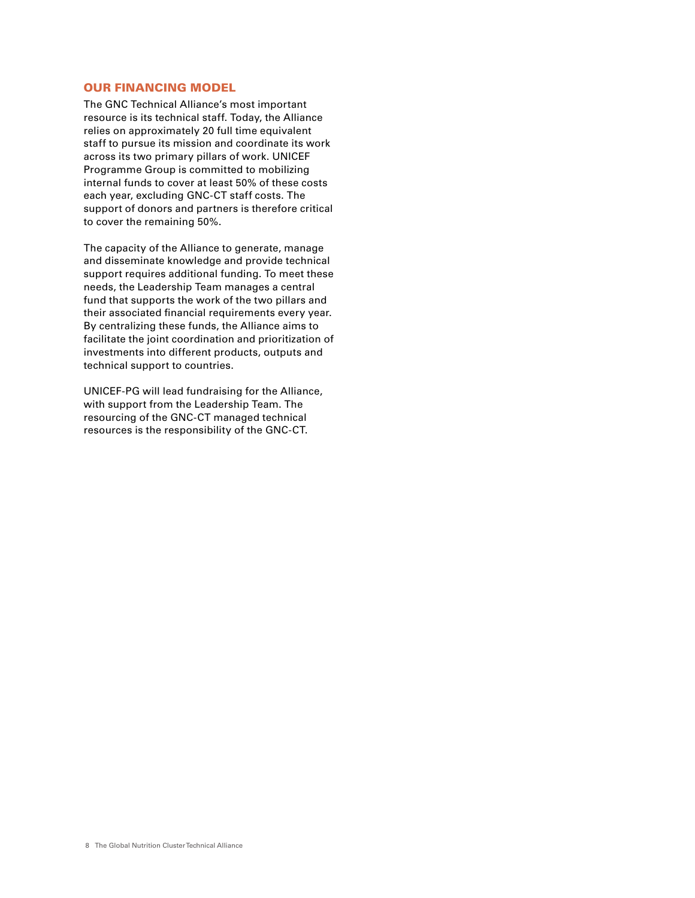## OUR FINANCING MODEL

The GNC Technical Alliance's most important resource is its technical staff. Today, the Alliance relies on approximately 20 full time equivalent staff to pursue its mission and coordinate its work across its two primary pillars of work. UNICEF Programme Group is committed to mobilizing internal funds to cover at least 50% of these costs each year, excluding GNC-CT staff costs. The support of donors and partners is therefore critical to cover the remaining 50%.

The capacity of the Alliance to generate, manage and disseminate knowledge and provide technical support requires additional funding. To meet these needs, the Leadership Team manages a central fund that supports the work of the two pillars and their associated financial requirements every year. By centralizing these funds, the Alliance aims to facilitate the joint coordination and prioritization of investments into different products, outputs and technical support to countries.

UNICEF-PG will lead fundraising for the Alliance, with support from the Leadership Team. The resourcing of the GNC-CT managed technical resources is the responsibility of the GNC-CT.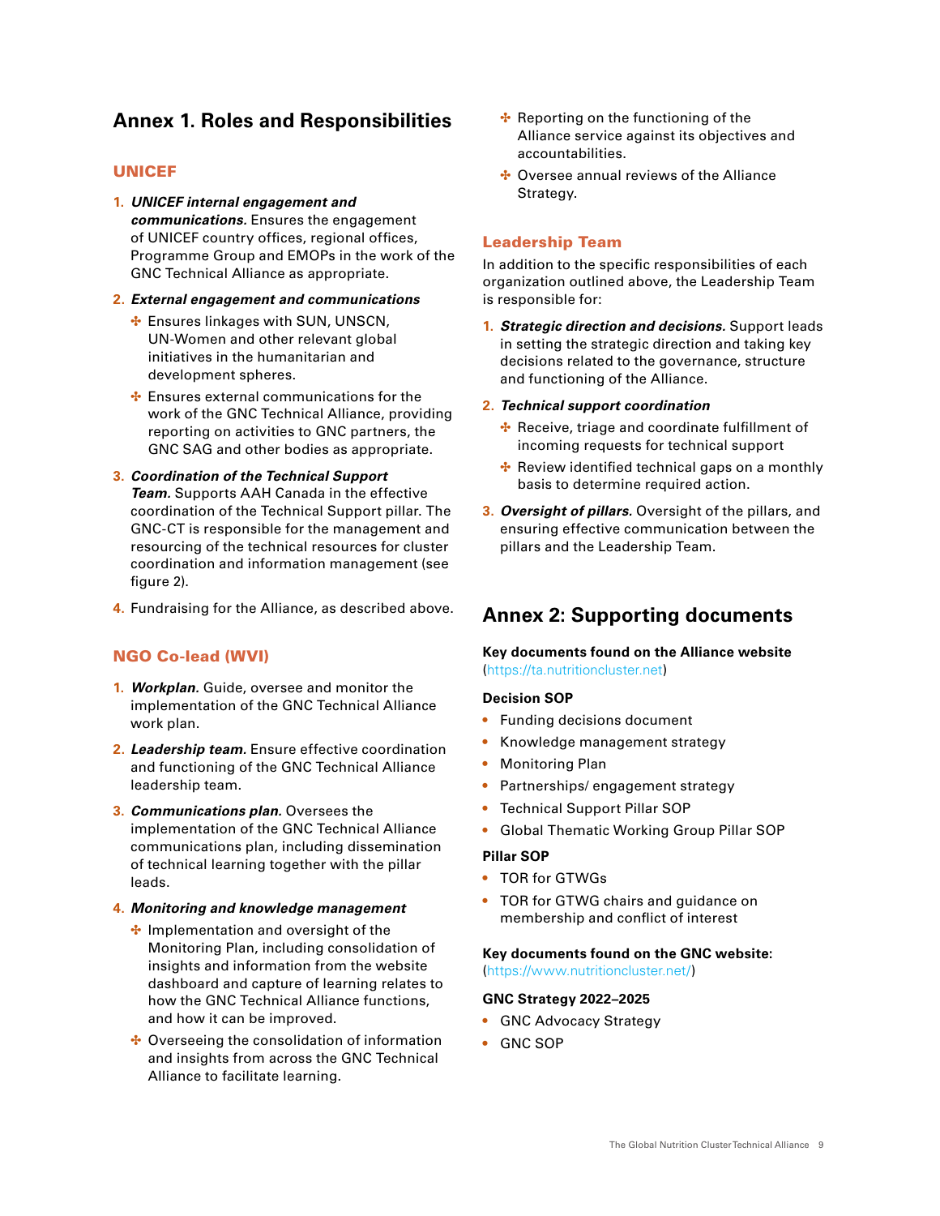# Annex 1. Roles and Responsibilities

## UNICEF

1. ***UNICEF internal engagement and communications.*** Ensures the engagement of UNICEF country offices, regional offices, Programme Group and EMOPs in the work of the GNC Technical Alliance as appropriate.
2. ***External engagement and communications***
   - Ensures linkages with SUN, UNSCN, UN-Women and other relevant global initiatives in the humanitarian and development spheres.
   - Ensures external communications for the work of the GNC Technical Alliance, providing reporting on activities to GNC partners, the GNC SAG and other bodies as appropriate.
3. ***Coordination of the Technical Support Team.*** Supports AAH Canada in the effective coordination of the Technical Support pillar. The GNC-CT is responsible for the management and resourcing of the technical resources for cluster coordination and information management (see figure 2).
4. Fundraising for the Alliance, as described above.

## NGO Co-lead (WVI)

1. ***Workplan.*** Guide, oversee and monitor the implementation of the GNC Technical Alliance work plan.
2. ***Leadership team.*** Ensure effective coordination and functioning of the GNC Technical Alliance leadership team.
3. ***Communications plan.*** Oversees the implementation of the GNC Technical Alliance communications plan, including dissemination of technical learning together with the pillar leads.
4. ***Monitoring and knowledge management***
   - Implementation and oversight of the Monitoring Plan, including consolidation of insights and information from the website dashboard and capture of learning relates to how the GNC Technical Alliance functions, and how it can be improved.
   - Overseeing the consolidation of information and insights from across the GNC Technical Alliance to facilitate learning.
   - Reporting on the functioning of the Alliance service against its objectives and accountabilities.
   - Oversee annual reviews of the Alliance Strategy.

## Leadership Team

In addition to the specific responsibilities of each organization outlined above, the Leadership Team is responsible for:

1. ***Strategic direction and decisions.*** Support leads in setting the strategic direction and taking key decisions related to the governance, structure and functioning of the Alliance.
2. ***Technical support coordination***
   - Receive, triage and coordinate fulfillment of incoming requests for technical support
   - Review identified technical gaps on a monthly basis to determine required action.
3. ***Oversight of pillars.*** Oversight of the pillars, and ensuring effective communication between the pillars and the Leadership Team.

# Annex 2: Supporting documents

**Key documents found on the Alliance website** (https://ta.nutritioncluster.net)

**Decision SOP**

- Funding decisions document
- Knowledge management strategy
- Monitoring Plan
- Partnerships/ engagement strategy
- Technical Support Pillar SOP
- Global Thematic Working Group Pillar SOP

**Pillar SOP**

- TOR for GTWGs
- TOR for GTWG chairs and guidance on membership and conflict of interest

**Key documents found on the GNC website:** (https://www.nutritioncluster.net/)

**GNC Strategy 2022–2025**

- GNC Advocacy Strategy
- GNC SOP